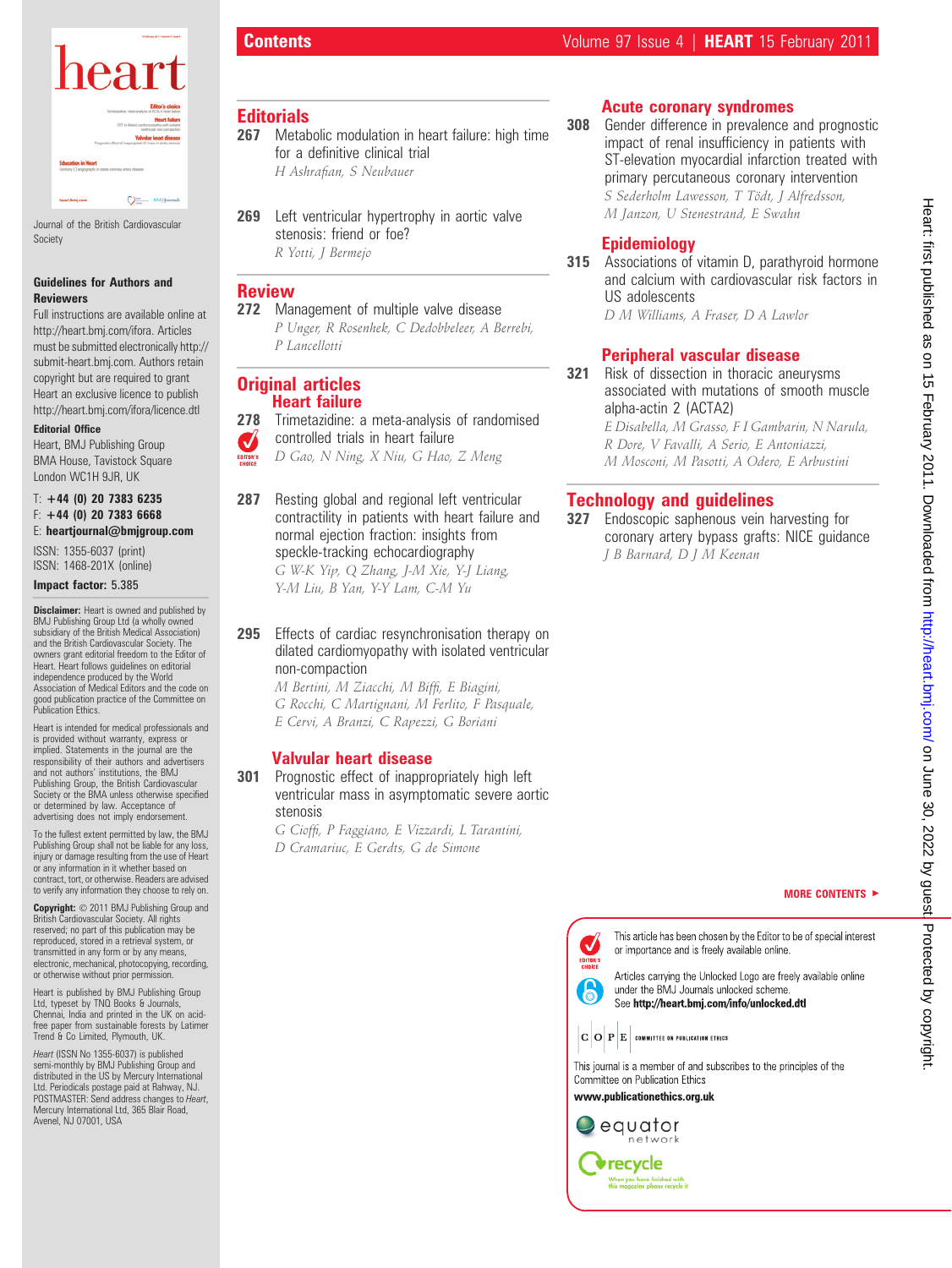# Contents

Journal of the British Cardiovascular Society

**Guidelines for Authors and Reviewers**

Full instructions are available online at http://heart.bmj.com/ifora. Articles must be submitted electronically http://submit-heart.bmj.com. Authors retain copyright but are required to grant Heart an exclusive licence to publish http://heart.bmj.com/ifora/licence.dtl

**Editorial Office**

Heart, BMJ Publishing Group
BMA House, Tavistock Square
London WC1H 9JR, UK

T: **+44 (0) 20 7383 6235**
F: **+44 (0) 20 7383 6668**
E: **heartjournal@bmjgroup.com**

ISSN: 1355-6037 (print)
ISSN: 1468-201X (online)

**Impact factor:** 5.385

**Disclaimer:** Heart is owned and published by BMJ Publishing Group Ltd (a wholly owned subsidiary of the British Medical Association) and the British Cardiovascular Society. The owners grant editorial freedom to the Editor of Heart. Heart follows guidelines on editorial independence produced by the World Association of Medical Editors and the code on good publication practice of the Committee on Publication Ethics.

Heart is intended for medical professionals and is provided without warranty, express or implied. Statements in the journal are the responsibility of their authors and advertisers and not authors' institutions, the BMJ Publishing Group, the British Cardiovascular Society or the BMA unless otherwise specified or determined by law. Acceptance of advertising does not imply endorsement.

To the fullest extent permitted by law, the BMJ Publishing Group shall not be liable for any loss, injury or damage resulting from the use of Heart or any information in it whether based on contract, tort, or otherwise. Readers are advised to verify any information they choose to rely on.

**Copyright:** © 2011 BMJ Publishing Group and British Cardiovascular Society. All rights reserved; no part of this publication may be reproduced, stored in a retrieval system, or transmitted in any form or by any means, electronic, mechanical, photocopying, recording, or otherwise without prior permission.

Heart is published by BMJ Publishing Group Ltd, typeset by TNQ Books & Journals, Chennai, India and printed in the UK on acid-free paper from sustainable forests by Latimer Trend & Co Limited, Plymouth, UK.

*Heart* (ISSN No 1355-6037) is published semi-monthly by BMJ Publishing Group and distributed in the US by Mercury International Ltd. Periodicals postage paid at Rahway, NJ. POSTMASTER: Send address changes to *Heart*, Mercury International Ltd, 365 Blair Road, Avenel, NJ 07001, USA

## Editorials

**267** Metabolic modulation in heart failure: high time for a definitive clinical trial
*H Ashrafian, S Neubauer*

**269** Left ventricular hypertrophy in aortic valve stenosis: friend or foe?
*R Yotti, J Bermejo*

## Review

**272** Management of multiple valve disease
*P Unger, R Rosenhek, C Dedobbeleer, A Berrebi, P Lancellotti*

## Original articles

### Heart failure

**278** Trimetazidine: a meta-analysis of randomised controlled trials in heart failure (EDITOR'S CHOICE)
*D Gao, N Ning, X Niu, G Hao, Z Meng*

**287** Resting global and regional left ventricular contractility in patients with heart failure and normal ejection fraction: insights from speckle-tracking echocardiography
*G W-K Yip, Q Zhang, J-M Xie, Y-J Liang, Y-M Liu, B Yan, Y-Y Lam, C-M Yu*

**295** Effects of cardiac resynchronisation therapy on dilated cardiomyopathy with isolated ventricular non-compaction
*M Bertini, M Ziacchi, M Biffi, E Biagini, G Rocchi, C Martignani, M Ferlito, F Pasquale, E Cervi, A Branzi, C Rapezzi, G Boriani*

### Valvular heart disease

**301** Prognostic effect of inappropriately high left ventricular mass in asymptomatic severe aortic stenosis
*G Cioffi, P Faggiano, E Vizzardi, L Tarantini, D Cramariuc, E Gerdts, G de Simone*

### Acute coronary syndromes

**308** Gender difference in prevalence and prognostic impact of renal insufficiency in patients with ST-elevation myocardial infarction treated with primary percutaneous coronary intervention
*S Sederholm Lawesson, T Tödt, J Alfredsson, M Janzon, U Stenestrand, E Swahn*

### Epidemiology

**315** Associations of vitamin D, parathyroid hormone and calcium with cardiovascular risk factors in US adolescents
*D M Williams, A Fraser, D A Lawlor*

### Peripheral vascular disease

**321** Risk of dissection in thoracic aneurysms associated with mutations of smooth muscle alpha-actin 2 (ACTA2)
*E Disabella, M Grasso, F I Gambarin, N Narula, R Dore, V Favalli, A Serio, E Antoniazzi, M Mosconi, M Pasotti, A Odero, E Arbustini*

## Technology and guidelines

**327** Endoscopic saphenous vein harvesting for coronary artery bypass grafts: NICE guidance
*J B Barnard, D J M Keenan*

**MORE CONTENTS ►**

EDITOR'S CHOICE: This article has been chosen by the Editor to be of special interest or importance and is freely available online.

Articles carrying the Unlocked Logo are freely available online under the BMJ Journals unlocked scheme.
See **http://heart.bmj.com/info/unlocked.dtl**

C O P E — COMMITTEE ON PUBLICATION ETHICS

This journal is a member of and subscribes to the principles of the Committee on Publication Ethics

**www.publicationethics.org.uk**

equator network

recycle — When you have finished with this magazine please recycle it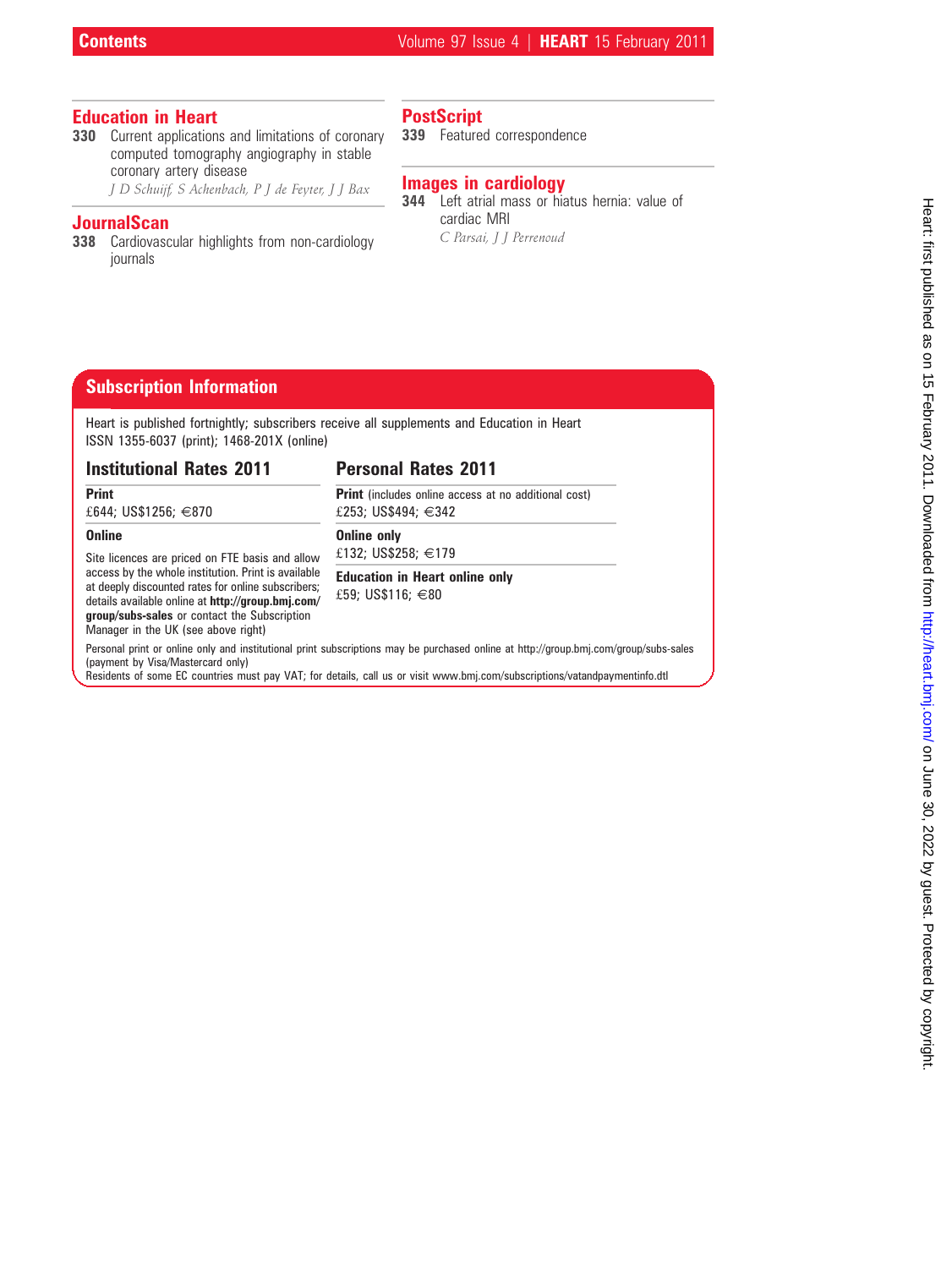## Education in Heart

**330** Current applications and limitations of coronary computed tomography angiography in stable coronary artery disease
*J D Schuijf, S Achenbach, P J de Feyter, J J Bax*

## JournalScan

**338** Cardiovascular highlights from non-cardiology journals

## PostScript

**339** Featured correspondence

## Images in cardiology

**344** Left atrial mass or hiatus hernia: value of cardiac MRI
*C Parsai, J J Perrenoud*

## Subscription Information

Heart is published fortnightly; subscribers receive all supplements and Education in Heart
ISSN 1355-6037 (print); 1468-201X (online)

### Institutional Rates 2011

**Print**
£644; US$1256; €870

**Online**

Site licences are priced on FTE basis and allow access by the whole institution. Print is available at deeply discounted rates for online subscribers; details available online at **http://group.bmj.com/group/subs-sales** or contact the Subscription Manager in the UK (see above right)

### Personal Rates 2011

**Print** (includes online access at no additional cost)
£253; US$494; €342

**Online only**
£132; US$258; €179

**Education in Heart online only**
£59; US$116; €80

Personal print or online only and institutional print subscriptions may be purchased online at http://group.bmj.com/group/subs-sales (payment by Visa/Mastercard only)
Residents of some EC countries must pay VAT; for details, call us or visit www.bmj.com/subscriptions/vatandpaymentinfo.dtl